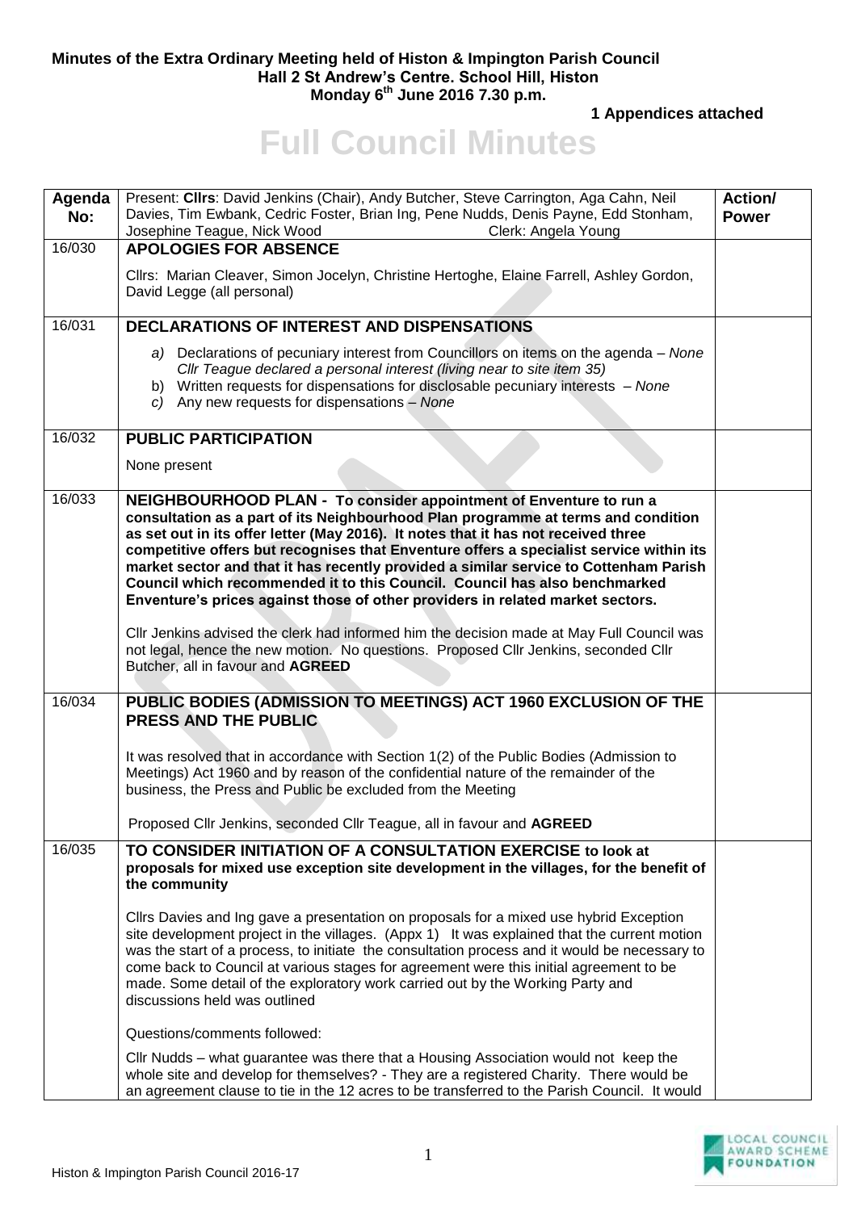**Minutes of the Extra Ordinary Meeting held of Histon & Impington Parish Council**
**Hall 2 St Andrew's Centre. School Hill, Histon**
**Monday 6th June 2016 7.30 p.m.**

**1 Appendices attached**

# Full Council Minutes

| Agenda No: | Present: **Cllrs**: David Jenkins (Chair), Andy Butcher, Steve Carrington, Aga Cahn, Neil Davies, Tim Ewbank, Cedric Foster, Brian Ing, Pene Nudds, Denis Payne, Edd Stonham, Josephine Teague, Nick Wood Clerk: Angela Young | Action/ Power |
|---|---|---|
| 16/030 | **APOLOGIES FOR ABSENCE**<br><br>Cllrs: Marian Cleaver, Simon Jocelyn, Christine Hertoghe, Elaine Farrell, Ashley Gordon, David Legge (all personal) | |
| 16/031 | **DECLARATIONS OF INTEREST AND DISPENSATIONS**<br><br>*a) Declarations of pecuniary interest from Councillors on items on the agenda – None*<br>*Cllr Teague declared a personal interest (living near to site item 35)*<br>b) Written requests for dispensations for disclosable pecuniary interests – *None*<br>*c) Any new requests for dispensations – None* | |
| 16/032 | **PUBLIC PARTICIPATION**<br><br>None present | |
| 16/033 | **NEIGHBOURHOOD PLAN - To consider appointment of Enventure to run a consultation as a part of its Neighbourhood Plan programme at terms and condition as set out in its offer letter (May 2016). It notes that it has not received three competitive offers but recognises that Enventure offers a specialist service within its market sector and that it has recently provided a similar service to Cottenham Parish Council which recommended it to this Council. Council has also benchmarked Enventure's prices against those of other providers in related market sectors.**<br><br>Cllr Jenkins advised the clerk had informed him the decision made at May Full Council was not legal, hence the new motion. No questions. Proposed Cllr Jenkins, seconded Cllr Butcher, all in favour and **AGREED** | |
| 16/034 | **PUBLIC BODIES (ADMISSION TO MEETINGS) ACT 1960 EXCLUSION OF THE PRESS AND THE PUBLIC**<br><br>It was resolved that in accordance with Section 1(2) of the Public Bodies (Admission to Meetings) Act 1960 and by reason of the confidential nature of the remainder of the business, the Press and Public be excluded from the Meeting<br><br>Proposed Cllr Jenkins, seconded Cllr Teague, all in favour and **AGREED** | |
| 16/035 | **TO CONSIDER INITIATION OF A CONSULTATION EXERCISE to look at proposals for mixed use exception site development in the villages, for the benefit of the community**<br><br>Cllrs Davies and Ing gave a presentation on proposals for a mixed use hybrid Exception site development project in the villages. (Appx 1) It was explained that the current motion was the start of a process, to initiate the consultation process and it would be necessary to come back to Council at various stages for agreement were this initial agreement to be made. Some detail of the exploratory work carried out by the Working Party and discussions held was outlined<br><br>Questions/comments followed:<br><br>Cllr Nudds – what guarantee was there that a Housing Association would not keep the whole site and develop for themselves? - They are a registered Charity. There would be an agreement clause to tie in the 12 acres to be transferred to the Parish Council. It would | |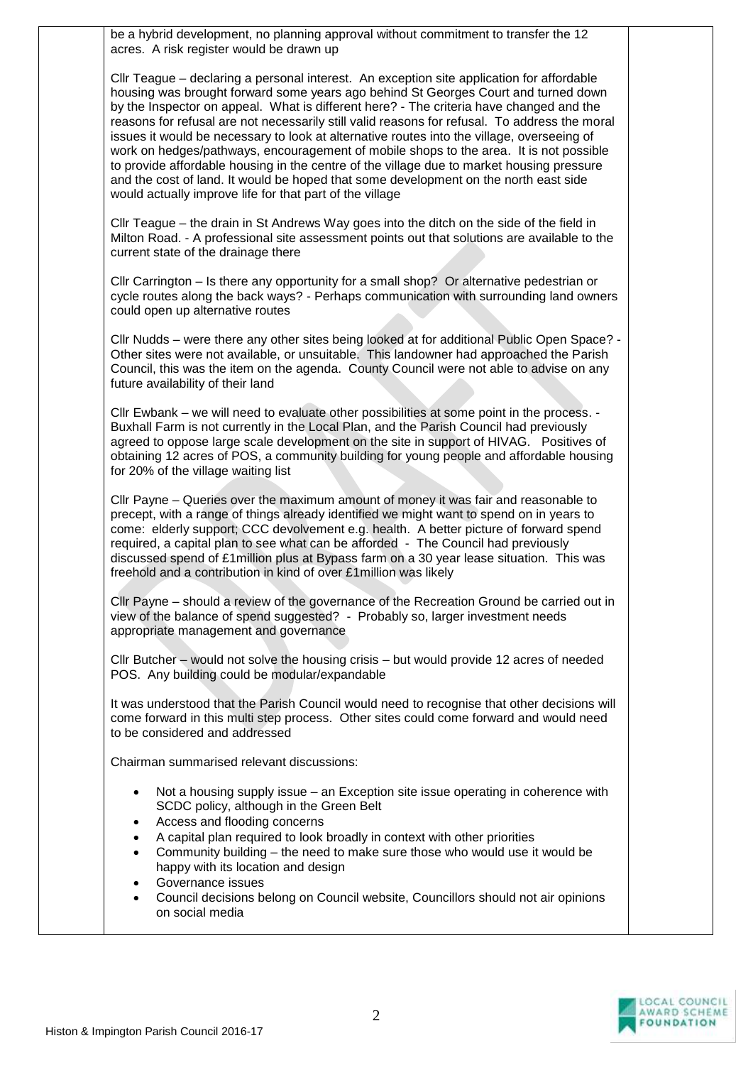be a hybrid development, no planning approval without commitment to transfer the 12 acres. A risk register would be drawn up

Cllr Teague – declaring a personal interest. An exception site application for affordable housing was brought forward some years ago behind St Georges Court and turned down by the Inspector on appeal. What is different here? - The criteria have changed and the reasons for refusal are not necessarily still valid reasons for refusal. To address the moral issues it would be necessary to look at alternative routes into the village, overseeing of work on hedges/pathways, encouragement of mobile shops to the area. It is not possible to provide affordable housing in the centre of the village due to market housing pressure and the cost of land. It would be hoped that some development on the north east side would actually improve life for that part of the village

Cllr Teague – the drain in St Andrews Way goes into the ditch on the side of the field in Milton Road. - A professional site assessment points out that solutions are available to the current state of the drainage there

Cllr Carrington – Is there any opportunity for a small shop? Or alternative pedestrian or cycle routes along the back ways? - Perhaps communication with surrounding land owners could open up alternative routes

Cllr Nudds – were there any other sites being looked at for additional Public Open Space? - Other sites were not available, or unsuitable. This landowner had approached the Parish Council, this was the item on the agenda. County Council were not able to advise on any future availability of their land

Cllr Ewbank – we will need to evaluate other possibilities at some point in the process. - Buxhall Farm is not currently in the Local Plan, and the Parish Council had previously agreed to oppose large scale development on the site in support of HIVAG. Positives of obtaining 12 acres of POS, a community building for young people and affordable housing for 20% of the village waiting list

Cllr Payne – Queries over the maximum amount of money it was fair and reasonable to precept, with a range of things already identified we might want to spend on in years to come: elderly support; CCC devolvement e.g. health. A better picture of forward spend required, a capital plan to see what can be afforded - The Council had previously discussed spend of £1million plus at Bypass farm on a 30 year lease situation. This was freehold and a contribution in kind of over £1million was likely

Cllr Payne – should a review of the governance of the Recreation Ground be carried out in view of the balance of spend suggested? - Probably so, larger investment needs appropriate management and governance

Cllr Butcher – would not solve the housing crisis – but would provide 12 acres of needed POS. Any building could be modular/expandable

It was understood that the Parish Council would need to recognise that other decisions will come forward in this multi step process. Other sites could come forward and would need to be considered and addressed

Chairman summarised relevant discussions:

- Not a housing supply issue – an Exception site issue operating in coherence with SCDC policy, although in the Green Belt
- Access and flooding concerns
- A capital plan required to look broadly in context with other priorities
- Community building – the need to make sure those who would use it would be happy with its location and design
- Governance issues
- Council decisions belong on Council website, Councillors should not air opinions on social media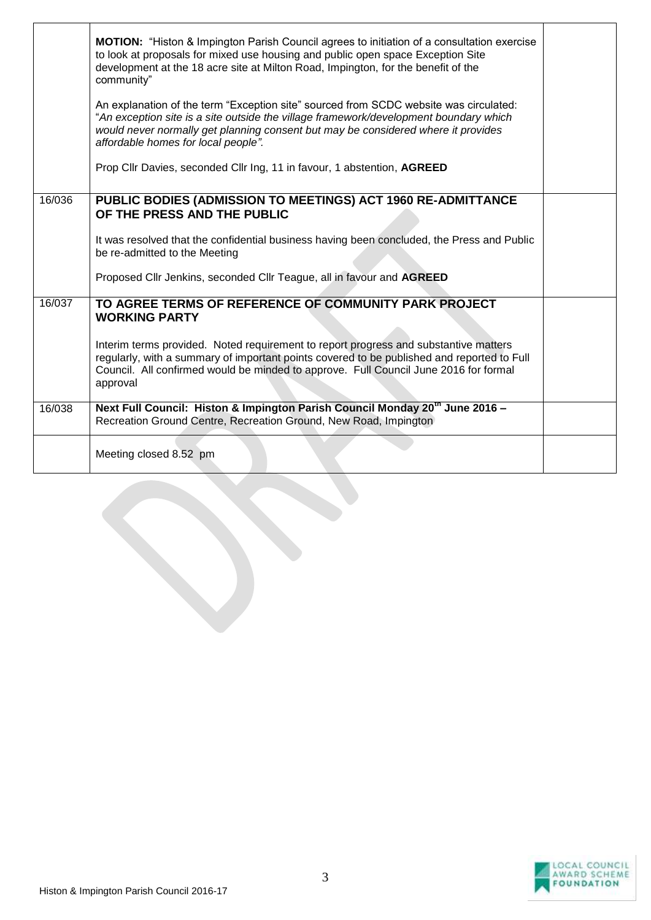| | | |
|---|---|---|
| | **MOTION:** "Histon & Impington Parish Council agrees to initiation of a consultation exercise to look at proposals for mixed use housing and public open space Exception Site development at the 18 acre site at Milton Road, Impington, for the benefit of the community"<br><br>An explanation of the term "Exception site" sourced from SCDC website was circulated: "*An exception site is a site outside the village framework/development boundary which would never normally get planning consent but may be considered where it provides affordable homes for local people".*<br><br>Prop Cllr Davies, seconded Cllr Ing, 11 in favour, 1 abstention, **AGREED** | |
| 16/036 | **PUBLIC BODIES (ADMISSION TO MEETINGS) ACT 1960 RE-ADMITTANCE OF THE PRESS AND THE PUBLIC**<br><br>It was resolved that the confidential business having been concluded, the Press and Public be re-admitted to the Meeting<br><br>Proposed Cllr Jenkins, seconded Cllr Teague, all in favour and **AGREED** | |
| 16/037 | **TO AGREE TERMS OF REFERENCE OF COMMUNITY PARK PROJECT WORKING PARTY**<br><br>Interim terms provided. Noted requirement to report progress and substantive matters regularly, with a summary of important points covered to be published and reported to Full Council. All confirmed would be minded to approve. Full Council June 2016 for formal approval | |
| 16/038 | **Next Full Council: Histon & Impington Parish Council Monday 20th June 2016 –** Recreation Ground Centre, Recreation Ground, New Road, Impington | |
| | Meeting closed 8.52 pm | |